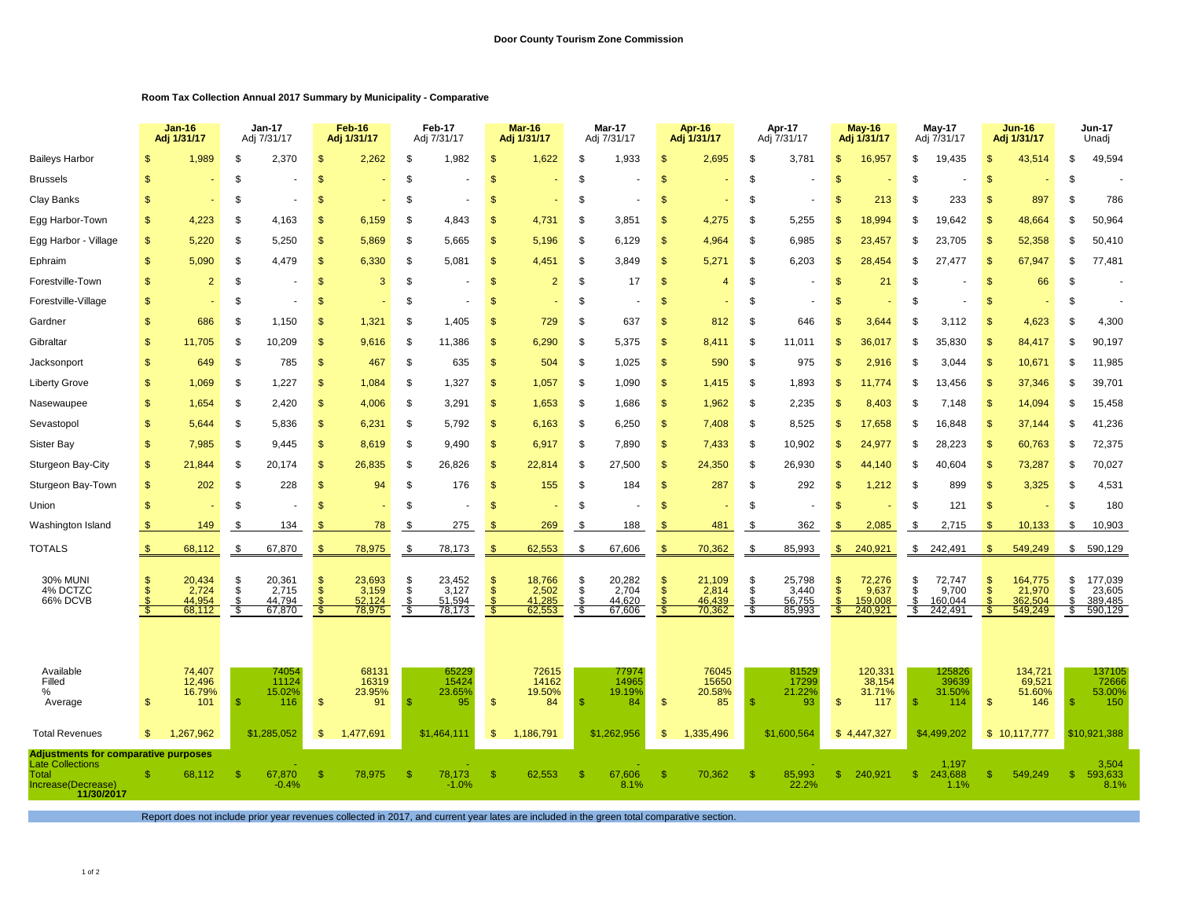**Door County Tourism Zone Commission**

**Room Tax Collection Annual 2017 Summary by Municipality - Comparative**

| | Jan-16 Adj 1/31/17 | Jan-17 Adj 7/31/17 | Feb-16 Adj 1/31/17 | Feb-17 Adj 7/31/17 | Mar-16 Adj 1/31/17 | Mar-17 Adj 7/31/17 | Apr-16 Adj 1/31/17 | Apr-17 Adj 7/31/17 | May-16 Adj 1/31/17 | May-17 Adj 7/31/17 | Jun-16 Adj 1/31/17 | Jun-17 Unadj |
|---|---|---|---|---|---|---|---|---|---|---|---|---|
| Baileys Harbor | $ 1,989 | $ 2,370 | $ 2,262 | $ 1,982 | $ 1,622 | $ 1,933 | $ 2,695 | $ 3,781 | $ 16,957 | $ 19,435 | $ 43,514 | $ 49,594 |
| Brussels | $ - | $ - | $ - | $ - | $ - | $ - | $ - | $ - | $ - | $ - | $ - | $ - |
| Clay Banks | $ - | $ - | $ - | $ - | $ - | $ - | $ - | $ - | $ 213 | $ 233 | $ 897 | $ 786 |
| Egg Harbor-Town | $ 4,223 | $ 4,163 | $ 6,159 | $ 4,843 | $ 4,731 | $ 3,851 | $ 4,275 | $ 5,255 | $ 18,994 | $ 19,642 | $ 48,664 | $ 50,964 |
| Egg Harbor - Village | $ 5,220 | $ 5,250 | $ 5,869 | $ 5,665 | $ 5,196 | $ 6,129 | $ 4,964 | $ 6,985 | $ 23,457 | $ 23,705 | $ 52,358 | $ 50,410 |
| Ephraim | $ 5,090 | $ 4,479 | $ 6,330 | $ 5,081 | $ 4,451 | $ 3,849 | $ 5,271 | $ 6,203 | $ 28,454 | $ 27,477 | $ 67,947 | $ 77,481 |
| Forestville-Town | $ 2 | $ - | $ 3 | $ - | $ 2 | $ 17 | $ 4 | $ - | $ 21 | $ - | $ 66 | $ - |
| Forestville-Village | $ - | $ - | $ - | $ - | $ - | $ - | $ - | $ - | $ - | $ - | $ - | $ - |
| Gardner | $ 686 | $ 1,150 | $ 1,321 | $ 1,405 | $ 729 | $ 637 | $ 812 | $ 646 | $ 3,644 | $ 3,112 | $ 4,623 | $ 4,300 |
| Gibraltar | $ 11,705 | $ 10,209 | $ 9,616 | $ 11,386 | $ 6,290 | $ 5,375 | $ 8,411 | $ 11,011 | $ 36,017 | $ 35,830 | $ 84,417 | $ 90,197 |
| Jacksonport | $ 649 | $ 785 | $ 467 | $ 635 | $ 504 | $ 1,025 | $ 590 | $ 975 | $ 2,916 | $ 3,044 | $ 10,671 | $ 11,985 |
| Liberty Grove | $ 1,069 | $ 1,227 | $ 1,084 | $ 1,327 | $ 1,057 | $ 1,090 | $ 1,415 | $ 1,893 | $ 11,774 | $ 13,456 | $ 37,346 | $ 39,701 |
| Nasewaupee | $ 1,654 | $ 2,420 | $ 4,006 | $ 3,291 | $ 1,653 | $ 1,686 | $ 1,962 | $ 2,235 | $ 8,403 | $ 7,148 | $ 14,094 | $ 15,458 |
| Sevastopol | $ 5,644 | $ 5,836 | $ 6,231 | $ 5,792 | $ 6,163 | $ 6,250 | $ 7,408 | $ 8,525 | $ 17,658 | $ 16,848 | $ 37,144 | $ 41,236 |
| Sister Bay | $ 7,985 | $ 9,445 | $ 8,619 | $ 9,490 | $ 6,917 | $ 7,890 | $ 7,433 | $ 10,902 | $ 24,977 | $ 28,223 | $ 60,763 | $ 72,375 |
| Sturgeon Bay-City | $ 21,844 | $ 20,174 | $ 26,835 | $ 26,826 | $ 22,814 | $ 27,500 | $ 24,350 | $ 26,930 | $ 44,140 | $ 40,604 | $ 73,287 | $ 70,027 |
| Sturgeon Bay-Town | $ 202 | $ 228 | $ 94 | $ 176 | $ 155 | $ 184 | $ 287 | $ 292 | $ 1,212 | $ 899 | $ 3,325 | $ 4,531 |
| Union | $ - | $ - | $ - | $ - | $ - | $ - | $ - | $ - | $ - | $ 121 | $ - | $ 180 |
| Washington Island | $ 149 | $ 134 | $ 78 | $ 275 | $ 269 | $ 188 | $ 481 | $ 362 | $ 2,085 | $ 2,715 | $ 10,133 | $ 10,903 |
| TOTALS | $ 68,112 | $ 67,870 | $ 78,975 | $ 78,173 | $ 62,553 | $ 67,606 | $ 70,362 | $ 85,993 | $ 240,921 | $ 242,491 | $ 549,249 | $ 590,129 |
| 30% MUNI | $ 20,434 | $ 20,361 | $ 23,693 | $ 23,452 | $ 18,766 | $ 20,282 | $ 21,109 | $ 25,798 | $ 72,276 | $ 72,747 | $ 164,775 | $ 177,039 |
| 4% DCTZC | $ 2,724 | $ 2,715 | $ 3,159 | $ 3,127 | $ 2,502 | $ 2,704 | $ 2,814 | $ 3,440 | $ 9,637 | $ 9,700 | $ 21,970 | $ 23,605 |
| 66% DCVB | $ 44,954 | $ 44,794 | $ 52,124 | $ 51,594 | $ 41,285 | $ 44,620 | $ 46,439 | $ 56,755 | $ 159,008 | $ 160,044 | $ 362,504 | $ 389,485 |
| | $ 68,112 | $ 67,870 | $ 78,975 | $ 78,173 | $ 62,553 | $ 67,606 | $ 70,362 | $ 85,993 | $ 240,921 | $ 242,491 | $ 549,249 | $ 590,129 |
| Available | 74,407 | 74054 | 68131 | 65229 | 72615 | 77974 | 76045 | 81529 | 120,331 | 125826 | 134,721 | 137105 |
| Filled | 12,496 | 11124 | 16319 | 15424 | 14162 | 14965 | 15650 | 17299 | 38,154 | 39639 | 69,521 | 72666 |
| % | 16.79% | 15.02% | 23.95% | 23.65% | 19.50% | 19.19% | 20.58% | 21.22% | 31.71% | 31.50% | 51.60% | 53.00% |
| Average | $ 101 | $ 116 | $ 91 | $ 95 | $ 84 | $ 84 | $ 85 | $ 93 | $ 117 | $ 114 | $ 146 | $ 150 |
| Total Revenues | $ 1,267,962 | $1,285,052 | $ 1,477,691 | $1,464,111 | $ 1,186,791 | $1,262,956 | $ 1,335,496 | $1,600,564 | $ 4,447,327 | $4,499,202 | $ 10,117,777 | $10,921,388 |
| **Adjustments for comparative purposes** | | | | | | | | | | | | |
| Late Collections | | - | | - | | - | | - | | 1,197 | | 3,504 |
| Total | $ 68,112 | $ 67,870 | $ 78,975 | $ 78,173 | $ 62,553 | $ 67,606 | $ 70,362 | $ 85,993 | $ 240,921 | $ 243,688 | $ 549,249 | $ 593,633 |
| Increase(Decrease) **11/30/2017** | | -0.4% | | -1.0% | | 8.1% | | 22.2% | | 1.1% | | 8.1% |

Report does not include prior year revenues collected in 2017, and current year lates are included in the green total comparative section.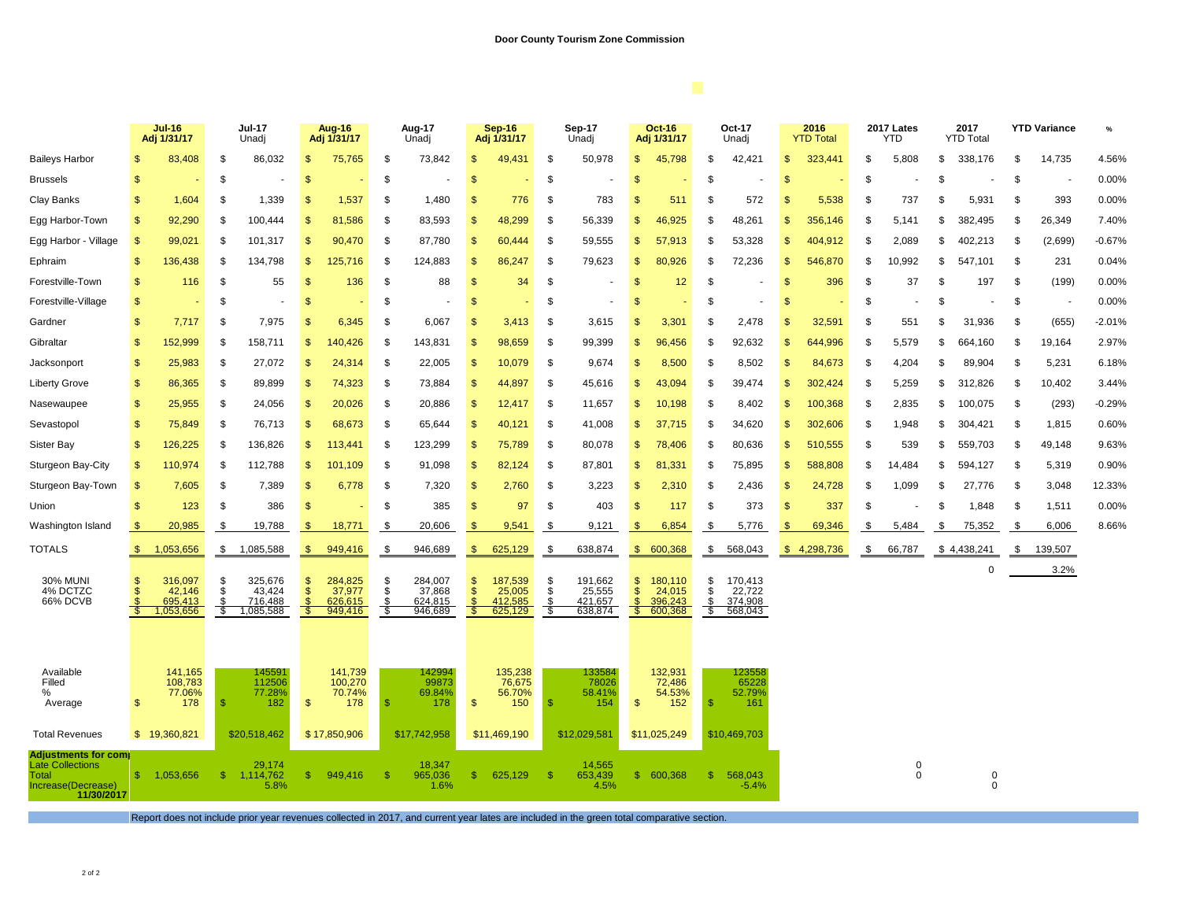**Door County Tourism Zone Commission**

| | Jul-16 Adj 1/31/17 | Jul-17 Unadj | Aug-16 Adj 1/31/17 | Aug-17 Unadj | Sep-16 Adj 1/31/17 | Sep-17 Unadj | Oct-16 Adj 1/31/17 | Oct-17 Unadj | 2016 YTD Total | 2017 Lates YTD | 2017 YTD Total | YTD Variance | % |
|---|---|---|---|---|---|---|---|---|---|---|---|---|---|
| Baileys Harbor | $ 83,408 | $ 86,032 | $ 75,765 | $ 73,842 | $ 49,431 | $ 50,978 | $ 45,798 | $ 42,421 | $ 323,441 | $ 5,808 | $ 338,176 | $ 14,735 | 4.56% |
| Brussels | $ - | $ - | $ - | $ - | $ - | $ - | $ - | $ - | $ - | $ - | $ - | $ - | 0.00% |
| Clay Banks | $ 1,604 | $ 1,339 | $ 1,537 | $ 1,480 | $ 776 | $ 783 | $ 511 | $ 572 | $ 5,538 | $ 737 | $ 5,931 | $ 393 | 0.00% |
| Egg Harbor-Town | $ 92,290 | $ 100,444 | $ 81,586 | $ 83,593 | $ 48,299 | $ 56,339 | $ 46,925 | $ 48,261 | $ 356,146 | $ 5,141 | $ 382,495 | $ 26,349 | 7.40% |
| Egg Harbor - Village | $ 99,021 | $ 101,317 | $ 90,470 | $ 87,780 | $ 60,444 | $ 59,555 | $ 57,913 | $ 53,328 | $ 404,912 | $ 2,089 | $ 402,213 | $ (2,699) | -0.67% |
| Ephraim | $ 136,438 | $ 134,798 | $ 125,716 | $ 124,883 | $ 86,247 | $ 79,623 | $ 80,926 | $ 72,236 | $ 546,870 | $ 10,992 | $ 547,101 | $ 231 | 0.04% |
| Forestville-Town | $ 116 | $ 55 | $ 136 | $ 88 | $ 34 | $ - | $ 12 | $ - | $ 396 | $ 37 | $ 197 | $ (199) | 0.00% |
| Forestville-Village | $ - | $ - | $ - | $ - | $ - | $ - | $ - | $ - | $ - | $ - | $ - | $ - | 0.00% |
| Gardner | $ 7,717 | $ 7,975 | $ 6,345 | $ 6,067 | $ 3,413 | $ 3,615 | $ 3,301 | $ 2,478 | $ 32,591 | $ 551 | $ 31,936 | $ (655) | -2.01% |
| Gibraltar | $ 152,999 | $ 158,711 | $ 140,426 | $ 143,831 | $ 98,659 | $ 99,399 | $ 96,456 | $ 92,632 | $ 644,996 | $ 5579 | $ 664,160 | $ 19,164 | 2.97% |
| Jacksonport | $ 25,983 | $ 27,072 | $ 24,314 | $ 22,005 | $ 10,079 | $ 9,674 | $ 8,500 | $ 8,502 | $ 84,673 | $ 4,204 | $ 89,904 | $ 5,231 | 6.18% |
| Liberty Grove | $ 86,365 | $ 89,899 | $ 74,323 | $ 73,884 | $ 44,897 | $ 45,616 | $ 43,094 | $ 39,474 | $ 302,424 | $ 5,259 | $ 312,826 | $ 10,402 | 3.44% |
| Nasewaupee | $ 25,955 | $ 24,056 | $ 20,026 | $ 20,886 | $ 12,417 | $ 11,657 | $ 10,198 | $ 8,402 | $ 100,368 | $ 2,835 | $ 100,075 | $ (293) | -0.29% |
| Sevastopol | $ 75,849 | $ 76,713 | $ 68,673 | $ 65,644 | $ 40,121 | $ 41,008 | $ 37,715 | $ 34,620 | $ 302,606 | $ 1,948 | $ 304,421 | $ 1,815 | 0.60% |
| Sister Bay | $ 126,225 | $ 136,826 | $ 113,441 | $ 123,299 | $ 75,789 | $ 80,078 | $ 78,406 | $ 80,636 | $ 510,555 | $ 539 | $ 559,703 | $ 49,148 | 9.63% |
| Sturgeon Bay-City | $ 110,974 | $ 112,788 | $ 101,109 | $ 91,098 | $ 82,124 | $ 87,801 | $ 81,331 | $ 75,895 | $ 588,808 | $ 14,484 | $ 594,127 | $ 5,319 | 0.90% |
| Sturgeon Bay-Town | $ 7,605 | $ 7,389 | $ 6,778 | $ 7,320 | $ 2,760 | $ 3,223 | $ 2,310 | $ 2,436 | $ 24,728 | $ 1,099 | $ 27,776 | $ 3,048 | 12.33% |
| Union | $ 123 | $ 386 | $ - | $ 385 | $ 97 | $ 403 | $ 117 | $ 373 | $ 337 | $ - | $ 1,848 | $ 1,511 | 0.00% |
| Washington Island | $ 20,985 | $ 19,788 | $ 18,771 | $ 20,606 | $ 9,541 | $ 9,121 | $ 6,854 | $ 5,776 | $ 69,346 | $ 5,484 | $ 75,352 | $ 6,006 | 8.66% |
| TOTALS | $ 1,053,656 | $ 1,085,588 | $ 949,416 | $ 946,689 | $ 625,129 | $ 638,874 | $ 600,368 | $ 568,043 | $ 4,298,736 | $ 66,787 | $ 4,438,241 | $ 139,507 | |
| | | | | | | | | | | | 0 | 3.2% | |
| 30% MUNI | $ 316,097 | $ 325,676 | $ 284,825 | $ 284,007 | $ 187,539 | $ 191,662 | $ 180,110 | $ 170,413 | | | | | |
| 4% DCTZC | $ 42,146 | $ 43,424 | $ 37,977 | $ 37,868 | $ 25,005 | $ 25,555 | $ 24,015 | $ 22,722 | | | | | |
| 66% DCVB | $ 695,413 | $ 716,488 | $ 626,615 | $ 624,815 | $ 412,585 | $ 421,657 | $ 396,243 | $ 374,908 | | | | | |
| | $ 1,053,656 | $ 1,085,588 | $ 949,416 | $ 946,689 | $ 625,129 | $ 638,874 | $ 600,368 | $ 568,043 | | | | | |
| Available | 141,165 | 145591 | 141,739 | 142994 | 135,238 | 133584 | 132,931 | 123558 | | | | | |
| Filled | 108,783 | 112506 | 100,270 | 99873 | 76,675 | 78026 | 72,486 | 65228 | | | | | |
| % | 77.06% | 77.28% | 70.74% | 69.84% | 56.70% | 58.41% | 54.53% | 52.79% | | | | | |
| Average | $ 178 | $ 182 | $ 178 | $ 178 | $ 150 | $ 154 | $ 152 | $ 161 | | | | | |
| Total Revenues | $ 19,360,821 | $20,518,462 | $17,850,906 | $17,742,958 | $11,469,190 | $12,029,581 | $11,025,249 | $10,469,703 | | | | | |
| **Adjustments for comp** | | | | | | | | | | | | | |
| Late Collections | | 29,174 | | 18,347 | | 14,565 | | | | 0 | | | |
| Total | $ 1,053,656 | $ 1,114,762 | $ 949,416 | $ 965,036 | $ 625,129 | $ 653,439 | $ 600,368 | $ 568,043 | | 0 | 0 | | |
| Increase(Decrease) | | 5.8% | | 1.6% | | 4.5% | | -5.4% | | | 0 | | |
| **11/30/2017** | | | | | | | | | | | | | |

Report does not include prior year revenues collected in 2017, and current year lates are included in the green total comparative section.